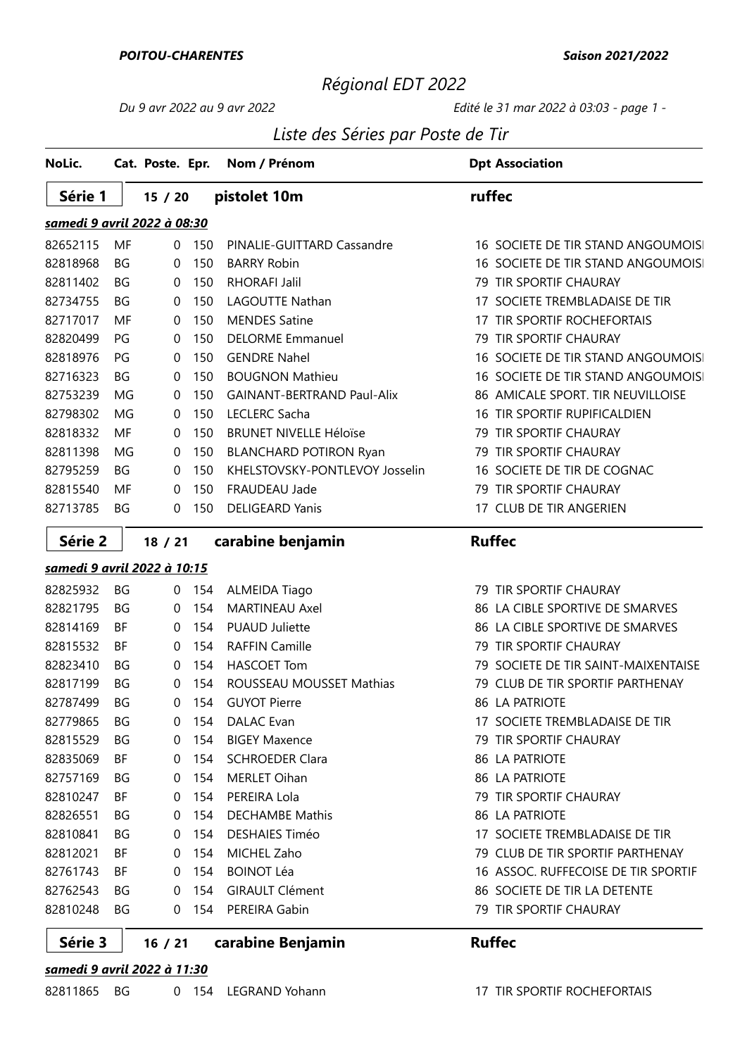*POITOU-CHARENTES* | *Saison 2021/2022*

# *Régional EDT 2022*

*Du 9 avr 2022 au 9 avr 2022* | *Edité le 31 mar 2022 à 03:03 - page 1 -*

## *Liste des Séries par Poste de Tir*

| NoLic. | Cat. | Poste. | Epr. | Nom / Prénom | Dpt | Association |
|---|---|---|---|---|---|---|
| **Série 1** | | **15 / 20** | | **pistolet 10m** | | **ruffec** |
| ***samedi 9 avril 2022 à 08:30*** | | | | | | |
| 82652115 | MF | 0 | 150 | PINALIE-GUITTARD Cassandre | 16 | SOCIETE DE TIR STAND ANGOUMOISI |
| 82818968 | BG | 0 | 150 | BARRY Robin | 16 | SOCIETE DE TIR STAND ANGOUMOISI |
| 82811402 | BG | 0 | 150 | RHORAFI Jalil | 79 | TIR SPORTIF CHAURAY |
| 82734755 | BG | 0 | 150 | LAGOUTTE Nathan | 17 | SOCIETE TREMBLADAISE DE TIR |
| 82717017 | MF | 0 | 150 | MENDES Satine | 17 | TIR SPORTIF ROCHEFORTAIS |
| 82820499 | PG | 0 | 150 | DELORME Emmanuel | 79 | TIR SPORTIF CHAURAY |
| 82818976 | PG | 0 | 150 | GENDRE Nahel | 16 | SOCIETE DE TIR STAND ANGOUMOISI |
| 82716323 | BG | 0 | 150 | BOUGNON Mathieu | 16 | SOCIETE DE TIR STAND ANGOUMOISI |
| 82753239 | MG | 0 | 150 | GAINANT-BERTRAND Paul-Alix | 86 | AMICALE SPORT. TIR NEUVILLOISE |
| 82798302 | MG | 0 | 150 | LECLERC Sacha | 16 | TIR SPORTIF RUPIFICALDIEN |
| 82818332 | MF | 0 | 150 | BRUNET NIVELLE Héloïse | 79 | TIR SPORTIF CHAURAY |
| 82811398 | MG | 0 | 150 | BLANCHARD POTIRON Ryan | 79 | TIR SPORTIF CHAURAY |
| 82795259 | BG | 0 | 150 | KHELSTOVSKY-PONTLEVOY Josselin | 16 | SOCIETE DE TIR DE COGNAC |
| 82815540 | MF | 0 | 150 | FRAUDEAU Jade | 79 | TIR SPORTIF CHAURAY |
| 82713785 | BG | 0 | 150 | DELIGEARD Yanis | 17 | CLUB DE TIR ANGERIEN |
| **Série 2** | | **18 / 21** | | **carabine benjamin** | | **Ruffec** |
| ***samedi 9 avril 2022 à 10:15*** | | | | | | |
| 82825932 | BG | 0 | 154 | ALMEIDA Tiago | 79 | TIR SPORTIF CHAURAY |
| 82821795 | BG | 0 | 154 | MARTINEAU Axel | 86 | LA CIBLE SPORTIVE DE SMARVES |
| 82814169 | BF | 0 | 154 | PUAUD Juliette | 86 | LA CIBLE SPORTIVE DE SMARVES |
| 82815532 | BF | 0 | 154 | RAFFIN Camille | 79 | TIR SPORTIF CHAURAY |
| 82823410 | BG | 0 | 154 | HASCOET Tom | 79 | SOCIETE DE TIR SAINT-MAIXENTAISE |
| 82817199 | BG | 0 | 154 | ROUSSEAU MOUSSET Mathias | 79 | CLUB DE TIR SPORTIF PARTHENAY |
| 82787499 | BG | 0 | 154 | GUYOT Pierre | 86 | LA PATRIOTE |
| 82779865 | BG | 0 | 154 | DALAC Evan | 17 | SOCIETE TREMBLADAISE DE TIR |
| 82815529 | BG | 0 | 154 | BIGEY Maxence | 79 | TIR SPORTIF CHAURAY |
| 82835069 | BF | 0 | 154 | SCHROEDER Clara | 86 | LA PATRIOTE |
| 82757169 | BG | 0 | 154 | MERLET Oihan | 86 | LA PATRIOTE |
| 82810247 | BF | 0 | 154 | PEREIRA Lola | 79 | TIR SPORTIF CHAURAY |
| 82826551 | BG | 0 | 154 | DECHAMBE Mathis | 86 | LA PATRIOTE |
| 82810841 | BG | 0 | 154 | DESHAIES Timéo | 17 | SOCIETE TREMBLADAISE DE TIR |
| 82812021 | BF | 0 | 154 | MICHEL Zaho | 79 | CLUB DE TIR SPORTIF PARTHENAY |
| 82761743 | BF | 0 | 154 | BOINOT Léa | 16 | ASSOC. RUFFECOISE DE TIR SPORTIF |
| 82762543 | BG | 0 | 154 | GIRAULT Clément | 86 | SOCIETE DE TIR LA DETENTE |
| 82810248 | BG | 0 | 154 | PEREIRA Gabin | 79 | TIR SPORTIF CHAURAY |
| **Série 3** | | **16 / 21** | | **carabine Benjamin** | | **Ruffec** |
| ***samedi 9 avril 2022 à 11:30*** | | | | | | |
| 82811865 | BG | 0 | 154 | LEGRAND Yohann | 17 | TIR SPORTIF ROCHEFORTAIS |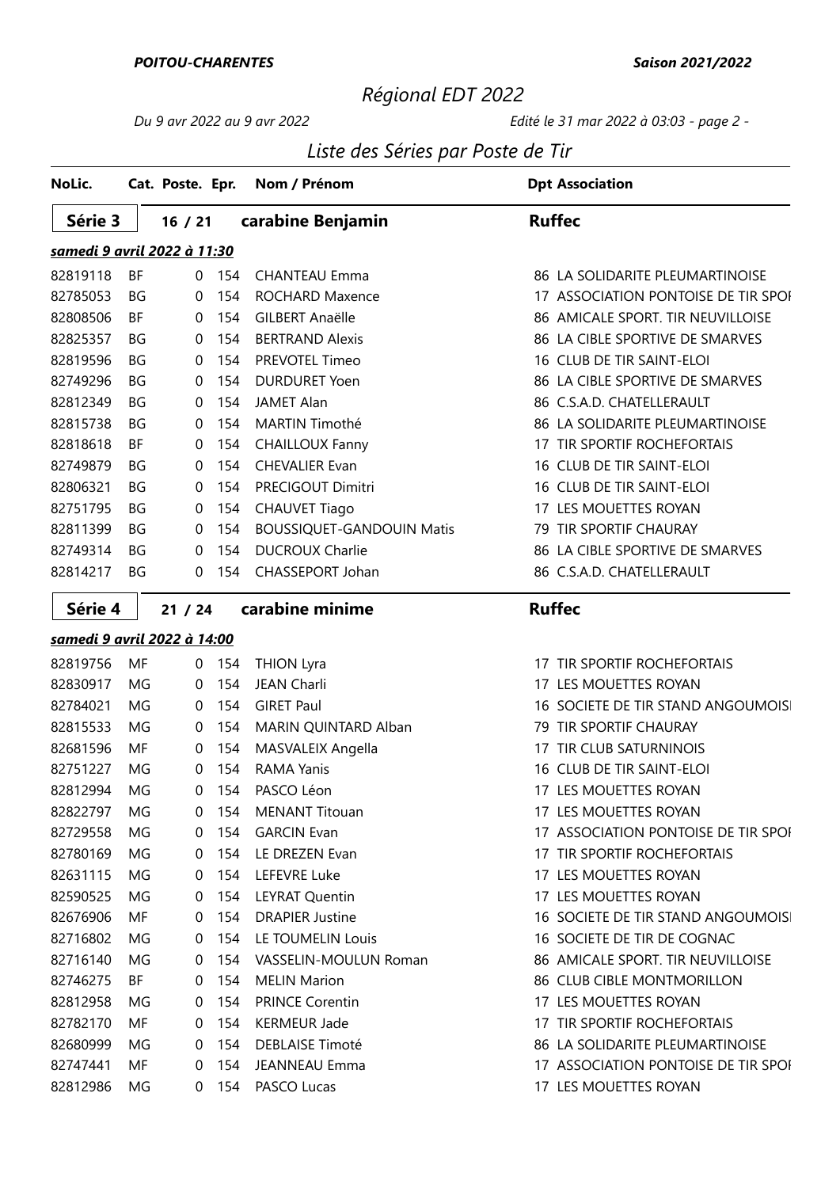*POITOU-CHARENTES* **Saison 2021/2022**

# *Régional EDT 2022*

*Du 9 avr 2022 au 9 avr 2022* *Edité le 31 mar 2022 à 03:03 - page 2 -*

## *Liste des Séries par Poste de Tir*

| NoLic. | Cat. | Poste. | Epr. | Nom / Prénom | Dpt | Association |
|---|---|---|---|---|---|---|
| **Série 3** | | **16 / 21** | | **carabine Benjamin** | | **Ruffec** |
| ***samedi 9 avril 2022 à 11:30*** | | | | | | |
| 82819118 | BF | 0 | 154 | CHANTEAU Emma | 86 | LA SOLIDARITE PLEUMARTINOISE |
| 82785053 | BG | 0 | 154 | ROCHARD Maxence | 17 | ASSOCIATION PONTOISE DE TIR SPOI |
| 82808506 | BF | 0 | 154 | GILBERT Anaëlle | 86 | AMICALE SPORT. TIR NEUVILLOISE |
| 82825357 | BG | 0 | 154 | BERTRAND Alexis | 86 | LA CIBLE SPORTIVE DE SMARVES |
| 82819596 | BG | 0 | 154 | PREVOTEL Timeo | 16 | CLUB DE TIR SAINT-ELOI |
| 82749296 | BG | 0 | 154 | DURDURET Yoen | 86 | LA CIBLE SPORTIVE DE SMARVES |
| 82812349 | BG | 0 | 154 | JAMET Alan | 86 | C.S.A.D. CHATELLERAULT |
| 82815738 | BG | 0 | 154 | MARTIN Timothé | 86 | LA SOLIDARITE PLEUMARTINOISE |
| 82818618 | BF | 0 | 154 | CHAILLOUX Fanny | 17 | TIR SPORTIF ROCHEFORTAIS |
| 82749879 | BG | 0 | 154 | CHEVALIER Evan | 16 | CLUB DE TIR SAINT-ELOI |
| 82806321 | BG | 0 | 154 | PRECIGOUT Dimitri | 16 | CLUB DE TIR SAINT-ELOI |
| 82751795 | BG | 0 | 154 | CHAUVET Tiago | 17 | LES MOUETTES ROYAN |
| 82811399 | BG | 0 | 154 | BOUSSIQUET-GANDOUIN Matis | 79 | TIR SPORTIF CHAURAY |
| 82749314 | BG | 0 | 154 | DUCROUX Charlie | 86 | LA CIBLE SPORTIVE DE SMARVES |
| 82814217 | BG | 0 | 154 | CHASSEPORT Johan | 86 | C.S.A.D. CHATELLERAULT |
| **Série 4** | | **21 / 24** | | **carabine minime** | | **Ruffec** |
| ***samedi 9 avril 2022 à 14:00*** | | | | | | |
| 82819756 | MF | 0 | 154 | THION Lyra | 17 | TIR SPORTIF ROCHEFORTAIS |
| 82830917 | MG | 0 | 154 | JEAN Charli | 17 | LES MOUETTES ROYAN |
| 82784021 | MG | 0 | 154 | GIRET Paul | 16 | SOCIETE DE TIR STAND ANGOUMOISI |
| 82815533 | MG | 0 | 154 | MARIN QUINTARD Alban | 79 | TIR SPORTIF CHAURAY |
| 82681596 | MF | 0 | 154 | MASVALEIX Angella | 17 | TIR CLUB SATURNINOIS |
| 82751227 | MG | 0 | 154 | RAMA Yanis | 16 | CLUB DE TIR SAINT-ELOI |
| 82812994 | MG | 0 | 154 | PASCO Léon | 17 | LES MOUETTES ROYAN |
| 82822797 | MG | 0 | 154 | MENANT Titouan | 17 | LES MOUETTES ROYAN |
| 82729558 | MG | 0 | 154 | GARCIN Evan | 17 | ASSOCIATION PONTOISE DE TIR SPOI |
| 82780169 | MG | 0 | 154 | LE DREZEN Evan | 17 | TIR SPORTIF ROCHEFORTAIS |
| 82631115 | MG | 0 | 154 | LEFEVRE Luke | 17 | LES MOUETTES ROYAN |
| 82590525 | MG | 0 | 154 | LEYRAT Quentin | 17 | LES MOUETTES ROYAN |
| 82676906 | MF | 0 | 154 | DRAPIER Justine | 16 | SOCIETE DE TIR STAND ANGOUMOISI |
| 82716802 | MG | 0 | 154 | LE TOUMELIN Louis | 16 | SOCIETE DE TIR DE COGNAC |
| 82716140 | MG | 0 | 154 | VASSELIN-MOULUN Roman | 86 | AMICALE SPORT. TIR NEUVILLOISE |
| 82746275 | BF | 0 | 154 | MELIN Marion | 86 | CLUB CIBLE MONTMORILLON |
| 82812958 | MG | 0 | 154 | PRINCE Corentin | 17 | LES MOUETTES ROYAN |
| 82782170 | MF | 0 | 154 | KERMEUR Jade | 17 | TIR SPORTIF ROCHEFORTAIS |
| 82680999 | MG | 0 | 154 | DEBLAISE Timoté | 86 | LA SOLIDARITE PLEUMARTINOISE |
| 82747441 | MF | 0 | 154 | JEANNEAU Emma | 17 | ASSOCIATION PONTOISE DE TIR SPOI |
| 82812986 | MG | 0 | 154 | PASCO Lucas | 17 | LES MOUETTES ROYAN |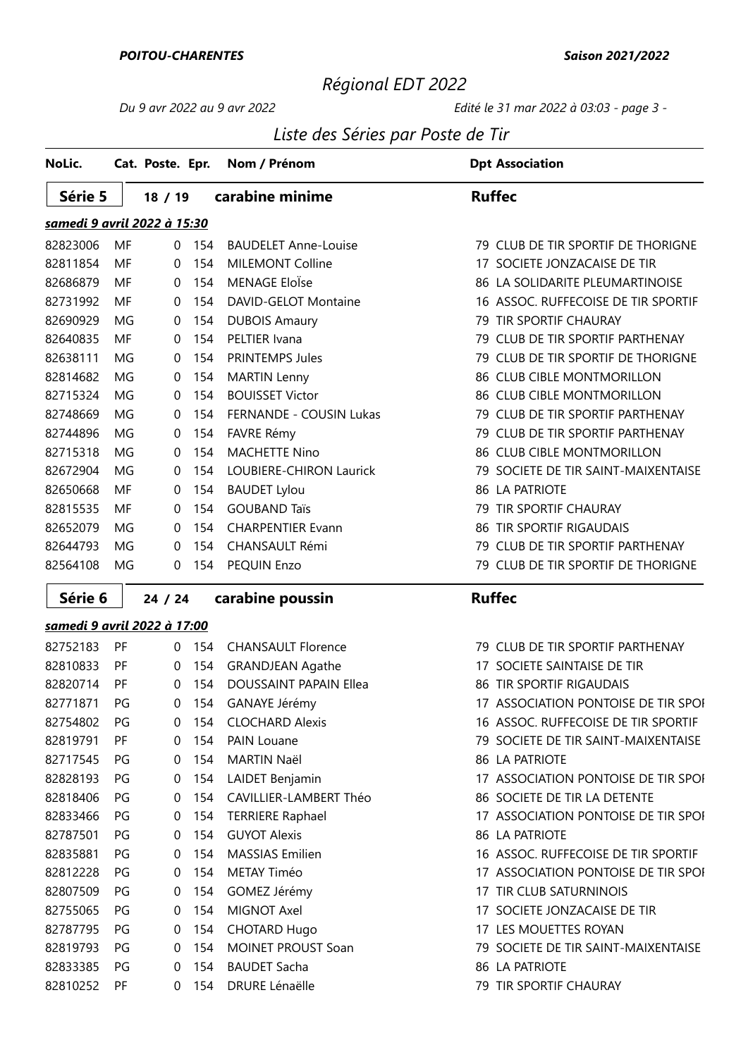# Régional EDT 2022

*Du 9 avr 2022 au 9 avr 2022* — *Edité le 31 mar 2022 à 03:03*

## Liste des Séries par Poste de Tir

### Série 5 — 18 / 19 — carabine minime — Ruffec

***samedi 9 avril 2022 à 15:30***

| NoLic. | Cat. | Poste. | Epr. | Nom / Prénom | Dpt | Association |
|---|---|---|---|---|---|---|
| 82823006 | MF | 0 | 154 | BAUDELET Anne-Louise | 79 | CLUB DE TIR SPORTIF DE THORIGNE |
| 82811854 | MF | 0 | 154 | MILEMONT Colline | 17 | SOCIETE JONZACAISE DE TIR |
| 82686879 | MF | 0 | 154 | MENAGE EloÏse | 86 | LA SOLIDARITE PLEUMARTINOISE |
| 82731992 | MF | 0 | 154 | DAVID-GELOT Montaine | 16 | ASSOC. RUFFECOISE DE TIR SPORTIF |
| 82690929 | MG | 0 | 154 | DUBOIS Amaury | 79 | TIR SPORTIF CHAURAY |
| 82640835 | MF | 0 | 154 | PELTIER Ivana | 79 | CLUB DE TIR SPORTIF PARTHENAY |
| 82638111 | MG | 0 | 154 | PRINTEMPS Jules | 79 | CLUB DE TIR SPORTIF DE THORIGNE |
| 82814682 | MG | 0 | 154 | MARTIN Lenny | 86 | CLUB CIBLE MONTMORILLON |
| 82715324 | MG | 0 | 154 | BOUISSET Victor | 86 | CLUB CIBLE MONTMORILLON |
| 82748669 | MG | 0 | 154 | FERNANDE - COUSIN Lukas | 79 | CLUB DE TIR SPORTIF PARTHENAY |
| 82744896 | MG | 0 | 154 | FAVRE Rémy | 79 | CLUB DE TIR SPORTIF PARTHENAY |
| 82715318 | MG | 0 | 154 | MACHETTE Nino | 86 | CLUB CIBLE MONTMORILLON |
| 82672904 | MG | 0 | 154 | LOUBIERE-CHIRON Laurick | 79 | SOCIETE DE TIR SAINT-MAIXENTAISE |
| 82650668 | MF | 0 | 154 | BAUDET Lylou | 86 | LA PATRIOTE |
| 82815535 | MF | 0 | 154 | GOUBAND Taïs | 79 | TIR SPORTIF CHAURAY |
| 82652079 | MG | 0 | 154 | CHARPENTIER Evann | 86 | TIR SPORTIF RIGAUDAIS |
| 82644793 | MG | 0 | 154 | CHANSAULT Rémi | 79 | CLUB DE TIR SPORTIF PARTHENAY |
| 82564108 | MG | 0 | 154 | PEQUIN Enzo | 79 | CLUB DE TIR SPORTIF DE THORIGNE |

### Série 6 — 24 / 24 — carabine poussin — Ruffec

***samedi 9 avril 2022 à 17:00***

| NoLic. | Cat. | Poste. | Epr. | Nom / Prénom | Dpt | Association |
|---|---|---|---|---|---|---|
| 82752183 | PF | 0 | 154 | CHANSAULT Florence | 79 | CLUB DE TIR SPORTIF PARTHENAY |
| 82810833 | PF | 0 | 154 | GRANDJEAN Agathe | 17 | SOCIETE SAINTAISE DE TIR |
| 82820714 | PF | 0 | 154 | DOUSSAINT PAPAIN Ellea | 86 | TIR SPORTIF RIGAUDAIS |
| 82771871 | PG | 0 | 154 | GANAYE Jérémy | 17 | ASSOCIATION PONTOISE DE TIR SPOI |
| 82754802 | PG | 0 | 154 | CLOCHARD Alexis | 16 | ASSOC. RUFFECOISE DE TIR SPORTIF |
| 82819791 | PF | 0 | 154 | PAIN Louane | 79 | SOCIETE DE TIR SAINT-MAIXENTAISE |
| 82717545 | PG | 0 | 154 | MARTIN Naël | 86 | LA PATRIOTE |
| 82828193 | PG | 0 | 154 | LAIDET Benjamin | 17 | ASSOCIATION PONTOISE DE TIR SPOI |
| 82818406 | PG | 0 | 154 | CAVILLIER-LAMBERT Théo | 86 | SOCIETE DE TIR LA DETENTE |
| 82833466 | PG | 0 | 154 | TERRIERE Raphael | 17 | ASSOCIATION PONTOISE DE TIR SPOI |
| 82787501 | PG | 0 | 154 | GUYOT Alexis | 86 | LA PATRIOTE |
| 82835881 | PG | 0 | 154 | MASSIAS Emilien | 16 | ASSOC. RUFFECOISE DE TIR SPORTIF |
| 82812228 | PG | 0 | 154 | METAY Timéo | 17 | ASSOCIATION PONTOISE DE TIR SPOI |
| 82807509 | PG | 0 | 154 | GOMEZ Jérémy | 17 | TIR CLUB SATURNINOIS |
| 82755065 | PG | 0 | 154 | MIGNOT Axel | 17 | SOCIETE JONZACAISE DE TIR |
| 82787795 | PG | 0 | 154 | CHOTARD Hugo | 17 | LES MOUETTES ROYAN |
| 82819793 | PG | 0 | 154 | MOINET PROUST Soan | 79 | SOCIETE DE TIR SAINT-MAIXENTAISE |
| 82833385 | PG | 0 | 154 | BAUDET Sacha | 86 | LA PATRIOTE |
| 82810252 | PF | 0 | 154 | DRURE Lénaëlle | 79 | TIR SPORTIF CHAURAY |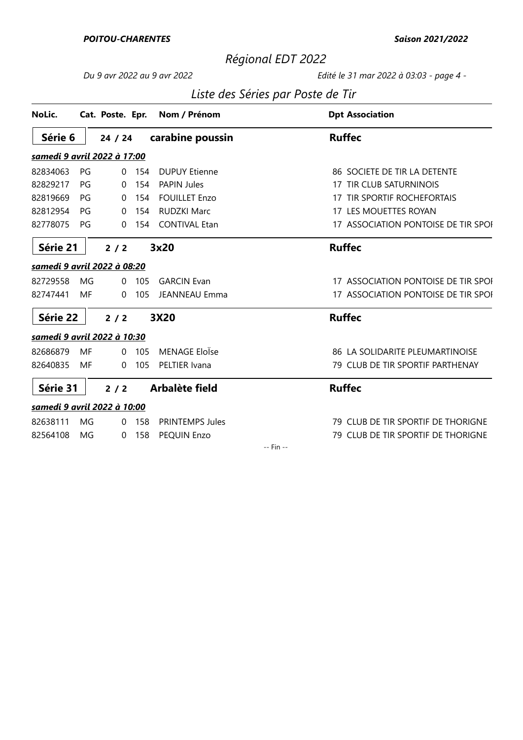*POITOU-CHARENTES* *Saison 2021/2022*

# *Régional EDT 2022*

*Du 9 avr 2022 au 9 avr 2022* *Edité le 31 mar 2022 à 03:03 - page 4 -*

## *Liste des Séries par Poste de Tir*

| NoLic. | Cat. | Poste. | Epr. | Nom / Prénom | Dpt | Association |
|---|---|---|---|---|---|---|
| **Série 6** | | **24 / 24** | | **carabine poussin** | | **Ruffec** |
| ***samedi 9 avril 2022 à 17:00*** | | | | | | |
| 82834063 | PG | 0 | 154 | DUPUY Etienne | 86 | SOCIETE DE TIR LA DETENTE |
| 82829217 | PG | 0 | 154 | PAPIN Jules | 17 | TIR CLUB SATURNINOIS |
| 82819669 | PG | 0 | 154 | FOUILLET Enzo | 17 | TIR SPORTIF ROCHEFORTAIS |
| 82812954 | PG | 0 | 154 | RUDZKI Marc | 17 | LES MOUETTES ROYAN |
| 82778075 | PG | 0 | 154 | CONTIVAL Etan | 17 | ASSOCIATION PONTOISE DE TIR SPOI |
| **Série 21** | | **2 / 2** | | **3x20** | | **Ruffec** |
| ***samedi 9 avril 2022 à 08:20*** | | | | | | |
| 82729558 | MG | 0 | 105 | GARCIN Evan | 17 | ASSOCIATION PONTOISE DE TIR SPOI |
| 82747441 | MF | 0 | 105 | JEANNEAU Emma | 17 | ASSOCIATION PONTOISE DE TIR SPOI |
| **Série 22** | | **2 / 2** | | **3X20** | | **Ruffec** |
| ***samedi 9 avril 2022 à 10:30*** | | | | | | |
| 82686879 | MF | 0 | 105 | MENAGE EloÏse | 86 | LA SOLIDARITE PLEUMARTINOISE |
| 82640835 | MF | 0 | 105 | PELTIER Ivana | 79 | CLUB DE TIR SPORTIF PARTHENAY |
| **Série 31** | | **2 / 2** | | **Arbalète field** | | **Ruffec** |
| ***samedi 9 avril 2022 à 10:00*** | | | | | | |
| 82638111 | MG | 0 | 158 | PRINTEMPS Jules | 79 | CLUB DE TIR SPORTIF DE THORIGNE |
| 82564108 | MG | 0 | 158 | PEQUIN Enzo | 79 | CLUB DE TIR SPORTIF DE THORIGNE |

-- Fin --